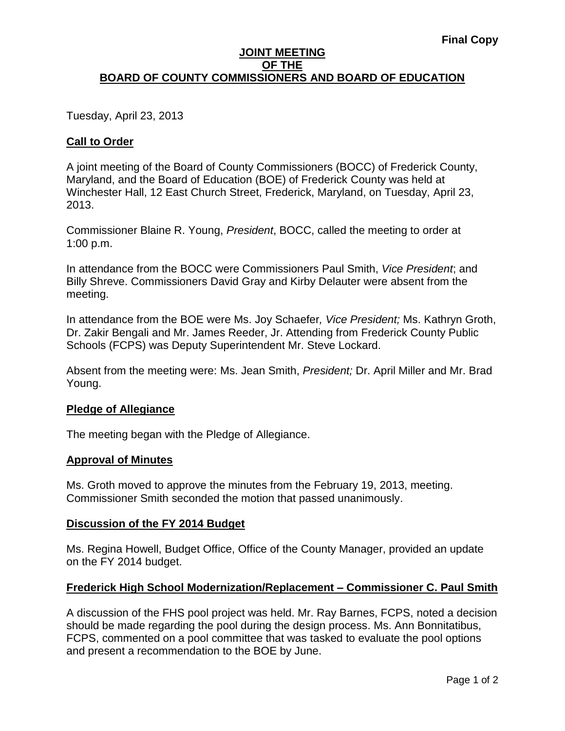**Final Copy**

# JOINT MEETING OF THE BOARD OF COUNTY COMMISSIONERS AND BOARD OF EDUCATION

Tuesday, April 23, 2013

## Call to Order

A joint meeting of the Board of County Commissioners (BOCC) of Frederick County, Maryland, and the Board of Education (BOE) of Frederick County was held at Winchester Hall, 12 East Church Street, Frederick, Maryland, on Tuesday, April 23, 2013.

Commissioner Blaine R. Young, *President*, BOCC, called the meeting to order at 1:00 p.m.

In attendance from the BOCC were Commissioners Paul Smith, *Vice President*; and Billy Shreve. Commissioners David Gray and Kirby Delauter were absent from the meeting.

In attendance from the BOE were Ms. Joy Schaefer*, Vice President;* Ms. Kathryn Groth, Dr. Zakir Bengali and Mr. James Reeder, Jr. Attending from Frederick County Public Schools (FCPS) was Deputy Superintendent Mr. Steve Lockard.

Absent from the meeting were: Ms. Jean Smith, *President;* Dr. April Miller and Mr. Brad Young.

## Pledge of Allegiance

The meeting began with the Pledge of Allegiance.

## Approval of Minutes

Ms. Groth moved to approve the minutes from the February 19, 2013, meeting. Commissioner Smith seconded the motion that passed unanimously.

## Discussion of the FY 2014 Budget

Ms. Regina Howell, Budget Office, Office of the County Manager, provided an update on the FY 2014 budget.

## Frederick High School Modernization/Replacement – Commissioner C. Paul Smith

A discussion of the FHS pool project was held. Mr. Ray Barnes, FCPS, noted a decision should be made regarding the pool during the design process. Ms. Ann Bonnitatibus, FCPS, commented on a pool committee that was tasked to evaluate the pool options and present a recommendation to the BOE by June.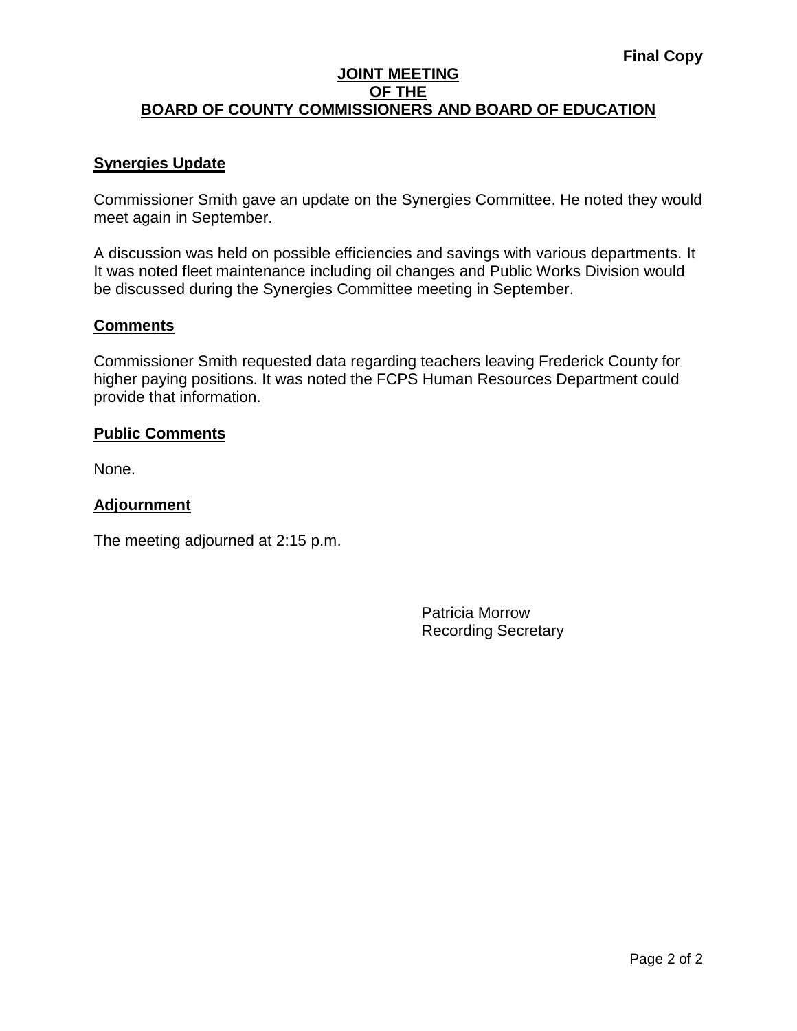**Final Copy**

# JOINT MEETING OF THE BOARD OF COUNTY COMMISSIONERS AND BOARD OF EDUCATION

## Synergies Update

Commissioner Smith gave an update on the Synergies Committee. He noted they would meet again in September.

A discussion was held on possible efficiencies and savings with various departments. It It was noted fleet maintenance including oil changes and Public Works Division would be discussed during the Synergies Committee meeting in September.

## Comments

Commissioner Smith requested data regarding teachers leaving Frederick County for higher paying positions. It was noted the FCPS Human Resources Department could provide that information.

## Public Comments

None.

## Adjournment

The meeting adjourned at 2:15 p.m.

Patricia Morrow
Recording Secretary